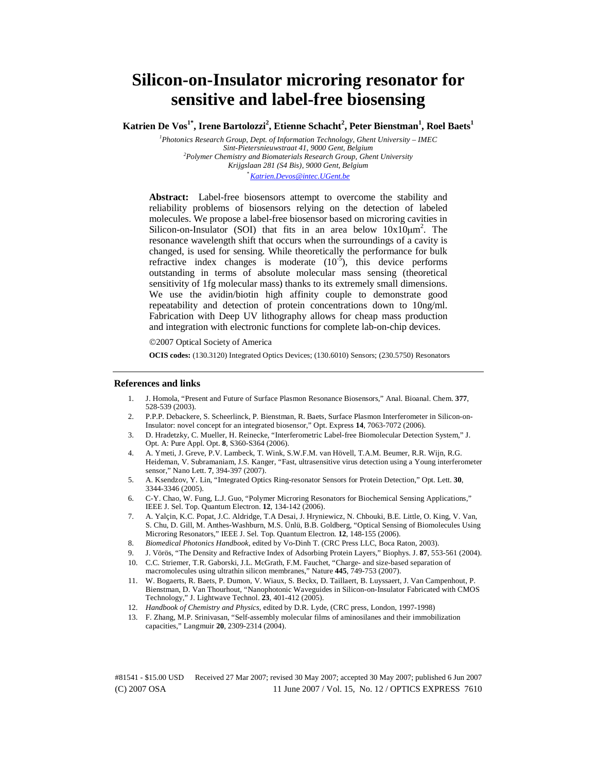# Silicon-on-Insulator microring resonator for sensitive and label-free biosensing

**Katrien De Vos[1*], Irene Bartolozzi[2], Etienne Schacht[2], Peter Bienstman[1], Roel Baets[1]**

*[1]Photonics Research Group, Dept. of Information Technology, Ghent University – IMEC*
*Sint-Pietersnieuwstraat 41, 9000 Gent, Belgium*
*[2]Polymer Chemistry and Biomaterials Research Group, Ghent University*
*Krijgslaan 281 (S4 Bis), 9000 Gent, Belgium*
*[*]Katrien.Devos@intec.UGent.be*

**Abstract:** Label-free biosensors attempt to overcome the stability and reliability problems of biosensors relying on the detection of labeled molecules. We propose a label-free biosensor based on microring cavities in Silicon-on-Insulator (SOI) that fits in an area below 10x10μm$^2$. The resonance wavelength shift that occurs when the surroundings of a cavity is changed, is used for sensing. While theoretically the performance for bulk refractive index changes is moderate ($10^{-5}$), this device performs outstanding in terms of absolute molecular mass sensing (theoretical sensitivity of 1fg molecular mass) thanks to its extremely small dimensions. We use the avidin/biotin high affinity couple to demonstrate good repeatability and detection of protein concentrations down to 10ng/ml. Fabrication with Deep UV lithography allows for cheap mass production and integration with electronic functions for complete lab-on-chip devices.

©2007 Optical Society of America

**OCIS codes:** (130.3120) Integrated Optics Devices; (130.6010) Sensors; (230.5750) Resonators

## References and links

1. J. Homola, "Present and Future of Surface Plasmon Resonance Biosensors," Anal. Bioanal. Chem. **377**, 528-539 (2003).
2. P.P.P. Debackere, S. Scheerlinck, P. Bienstman, R. Baets, Surface Plasmon Interferometer in Silicon-on-Insulator: novel concept for an integrated biosensor," Opt. Express **14**, 7063-7072 (2006).
3. D. Hradetzky, C. Mueller, H. Reinecke, "Interferometric Label-free Biomolecular Detection System," J. Opt. A: Pure Appl. Opt. **8**, S360-S364 (2006).
4. A. Ymeti, J. Greve, P.V. Lambeck, T. Wink, S.W.F.M. van Hövell, T.A.M. Beumer, R.R. Wijn, R.G. Heideman, V. Subramaniam, J.S. Kanger, "Fast, ultrasensitive virus detection using a Young interferometer sensor," Nano Lett. **7**, 394-397 (2007).
5. A. Ksendzov, Y. Lin, "Integrated Optics Ring-resonator Sensors for Protein Detection," Opt. Lett. **30**, 3344-3346 (2005).
6. C-Y. Chao, W. Fung, L.J. Guo, "Polymer Microring Resonators for Biochemical Sensing Applications," IEEE J. Sel. Top. Quantum Electron. **12**, 134-142 (2006).
7. A. Yalçin, K.C. Popat, J.C. Aldridge, T.A Desai, J. Hryniewicz, N. Chbouki, B.E. Little, O. King, V. Van, S. Chu, D. Gill, M. Anthes-Washburn, M.S. Ünlü, B.B. Goldberg, "Optical Sensing of Biomolecules Using Microring Resonators," IEEE J. Sel. Top. Quantum Electron. **12**, 148-155 (2006).
8. *Biomedical Photonics Handbook*, edited by Vo-Dinh T. (CRC Press LLC, Boca Raton, 2003).
9. J. Vörös, "The Density and Refractive Index of Adsorbing Protein Layers," Biophys. J. **87**, 553-561 (2004).
10. C.C. Striemer, T.R. Gaborski, J.L. McGrath, F.M. Fauchet, "Charge- and size-based separation of macromolecules using ultrathin silicon membranes," Nature **445**, 749-753 (2007).
11. W. Bogaerts, R. Baets, P. Dumon, V. Wiaux, S. Beckx, D. Taillaert, B. Luyssaert, J. Van Campenhout, P. Bienstman, D. Van Thourhout, "Nanophotonic Waveguides in Silicon-on-Insulator Fabricated with CMOS Technology," J. Lightwave Technol. **23**, 401-412 (2005).
12. *Handbook of Chemistry and Physics*, edited by D.R. Lyde, (CRC press, London, 1997-1998)
13. F. Zhang, M.P. Srinivasan, "Self-assembly molecular films of aminosilanes and their immobilization capacities," Langmuir **20**, 2309-2314 (2004).

#81541 - $15.00 USD Received 27 Mar 2007; revised 30 May 2007; accepted 30 May 2007; published 6 Jun 2007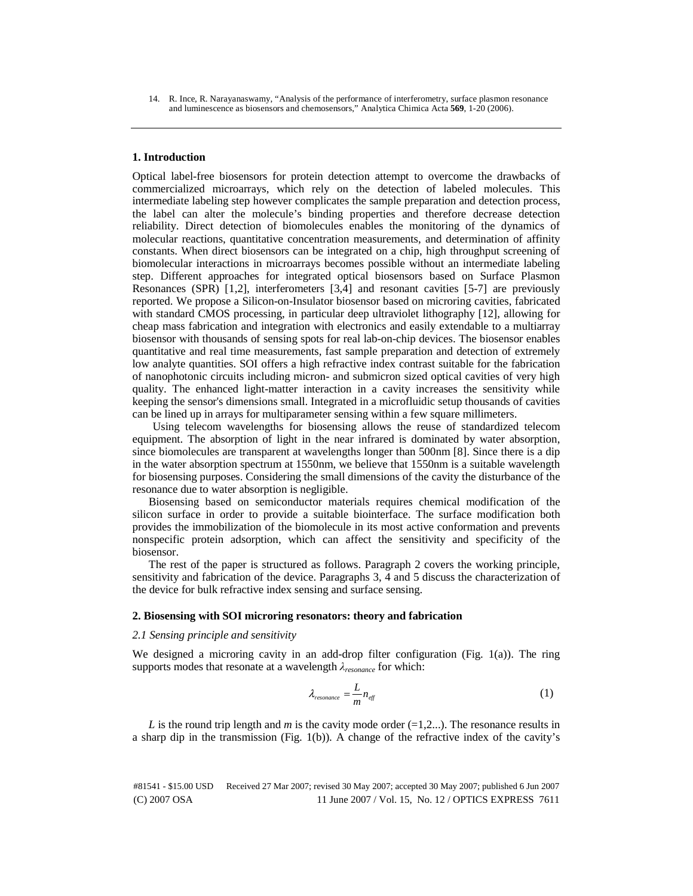14. R. Ince, R. Narayanaswamy, "Analysis of the performance of interferometry, surface plasmon resonance and luminescence as biosensors and chemosensors," Analytica Chimica Acta **569**, 1-20 (2006).

## 1. Introduction

Optical label-free biosensors for protein detection attempt to overcome the drawbacks of commercialized microarrays, which rely on the detection of labeled molecules. This intermediate labeling step however complicates the sample preparation and detection process, the label can alter the molecule's binding properties and therefore decrease detection reliability. Direct detection of biomolecules enables the monitoring of the dynamics of molecular reactions, quantitative concentration measurements, and determination of affinity constants. When direct biosensors can be integrated on a chip, high throughput screening of biomolecular interactions in microarrays becomes possible without an intermediate labeling step. Different approaches for integrated optical biosensors based on Surface Plasmon Resonances (SPR) [1,2], interferometers [3,4] and resonant cavities [5-7] are previously reported. We propose a Silicon-on-Insulator biosensor based on microring cavities, fabricated with standard CMOS processing, in particular deep ultraviolet lithography [12], allowing for cheap mass fabrication and integration with electronics and easily extendable to a multiarray biosensor with thousands of sensing spots for real lab-on-chip devices. The biosensor enables quantitative and real time measurements, fast sample preparation and detection of extremely low analyte quantities. SOI offers a high refractive index contrast suitable for the fabrication of nanophotonic circuits including micron- and submicron sized optical cavities of very high quality. The enhanced light-matter interaction in a cavity increases the sensitivity while keeping the sensor's dimensions small. Integrated in a microfluidic setup thousands of cavities can be lined up in arrays for multiparameter sensing within a few square millimeters.

Using telecom wavelengths for biosensing allows the reuse of standardized telecom equipment. The absorption of light in the near infrared is dominated by water absorption, since biomolecules are transparent at wavelengths longer than 500nm [8]. Since there is a dip in the water absorption spectrum at 1550nm, we believe that 1550nm is a suitable wavelength for biosensing purposes. Considering the small dimensions of the cavity the disturbance of the resonance due to water absorption is negligible.

Biosensing based on semiconductor materials requires chemical modification of the silicon surface in order to provide a suitable biointerface. The surface modification both provides the immobilization of the biomolecule in its most active conformation and prevents nonspecific protein adsorption, which can affect the sensitivity and specificity of the biosensor.

The rest of the paper is structured as follows. Paragraph 2 covers the working principle, sensitivity and fabrication of the device. Paragraphs 3, 4 and 5 discuss the characterization of the device for bulk refractive index sensing and surface sensing.

## 2. Biosensing with SOI microring resonators: theory and fabrication

### *2.1 Sensing principle and sensitivity*

We designed a microring cavity in an add-drop filter configuration (Fig. 1(a)). The ring supports modes that resonate at a wavelength $\lambda_{resonance}$ for which:

$$\lambda_{resonance} = \frac{L}{m} n_{eff} \tag{1}$$

$L$ is the round trip length and $m$ is the cavity mode order (=1,2...). The resonance results in a sharp dip in the transmission (Fig. 1(b)). A change of the refractive index of the cavity's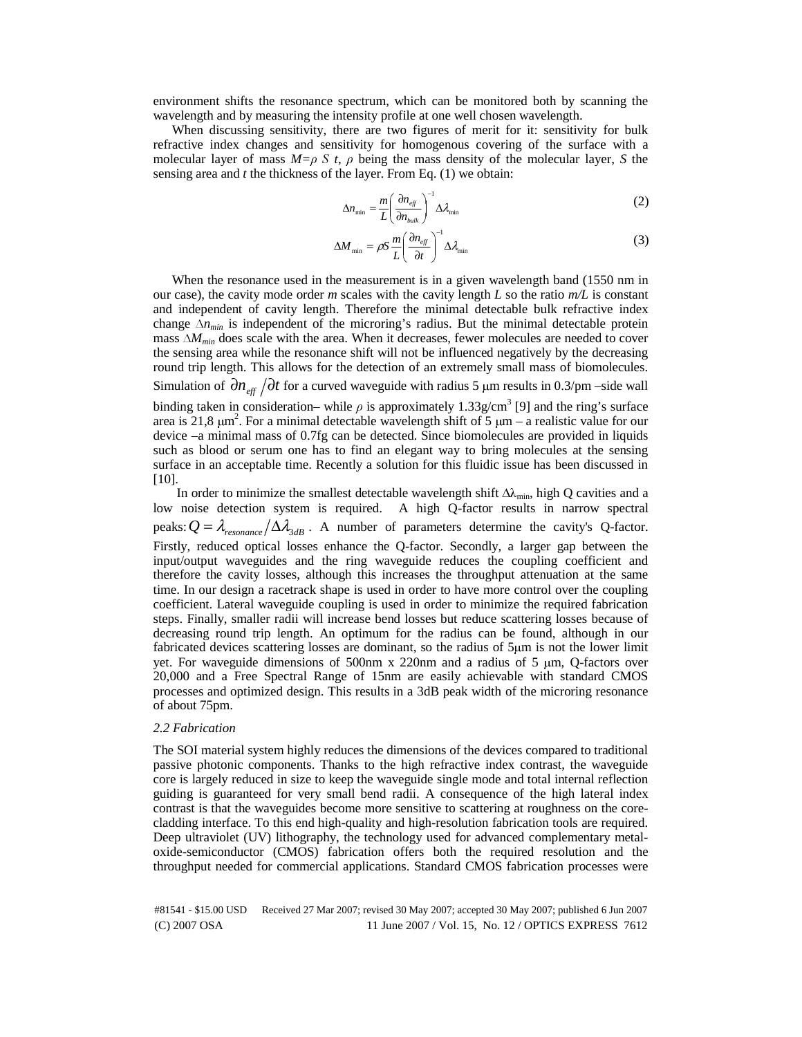environment shifts the resonance spectrum, which can be monitored both by scanning the wavelength and by measuring the intensity profile at one well chosen wavelength.

When discussing sensitivity, there are two figures of merit for it: sensitivity for bulk refractive index changes and sensitivity for homogenous covering of the surface with a molecular layer of mass $M=\rho\ S\ t$, $\rho$ being the mass density of the molecular layer, $S$ the sensing area and $t$ the thickness of the layer. From Eq. (1) we obtain:

$$\Delta n_{\min} = \frac{m}{L}\left(\frac{\partial n_{eff}}{\partial n_{bulk}}\right)^{-1}\Delta\lambda_{\min} \tag{2}$$

$$\Delta M_{\min} = \rho S \frac{m}{L}\left(\frac{\partial n_{eff}}{\partial t}\right)^{-1}\Delta\lambda_{\min} \tag{3}$$

When the resonance used in the measurement is in a given wavelength band (1550 nm in our case), the cavity mode order $m$ scales with the cavity length $L$ so the ratio $m/L$ is constant and independent of cavity length. Therefore the minimal detectable bulk refractive index change $\Delta n_{min}$ is independent of the microring's radius. But the minimal detectable protein mass $\Delta M_{min}$ does scale with the area. When it decreases, fewer molecules are needed to cover the sensing area while the resonance shift will not be influenced negatively by the decreasing round trip length. This allows for the detection of an extremely small mass of biomolecules. Simulation of $\partial n_{eff} / \partial t$ for a curved waveguide with radius 5 μm results in 0.3/pm –side wall binding taken in consideration– while $\rho$ is approximately 1.33g/cm$^3$ [9] and the ring's surface area is 21,8 μm$^2$. For a minimal detectable wavelength shift of 5 μm – a realistic value for our device –a minimal mass of 0.7fg can be detected. Since biomolecules are provided in liquids such as blood or serum one has to find an elegant way to bring molecules at the sensing surface in an acceptable time. Recently a solution for this fluidic issue has been discussed in [10].

In order to minimize the smallest detectable wavelength shift $\Delta\lambda_{min}$, high Q cavities and a low noise detection system is required. A high Q-factor results in narrow spectral peaks: $Q = \lambda_{resonance} / \Delta\lambda_{3dB}$ . A number of parameters determine the cavity's Q-factor. Firstly, reduced optical losses enhance the Q-factor. Secondly, a larger gap between the input/output waveguides and the ring waveguide reduces the coupling coefficient and therefore the cavity losses, although this increases the throughput attenuation at the same time. In our design a racetrack shape is used in order to have more control over the coupling coefficient. Lateral waveguide coupling is used in order to minimize the required fabrication steps. Finally, smaller radii will increase bend losses but reduce scattering losses because of decreasing round trip length. An optimum for the radius can be found, although in our fabricated devices scattering losses are dominant, so the radius of 5μm is not the lower limit yet. For waveguide dimensions of 500nm x 220nm and a radius of 5 μm, Q-factors over 20,000 and a Free Spectral Range of 15nm are easily achievable with standard CMOS processes and optimized design. This results in a 3dB peak width of the microring resonance of about 75pm.

*2.2 Fabrication*

The SOI material system highly reduces the dimensions of the devices compared to traditional passive photonic components. Thanks to the high refractive index contrast, the waveguide core is largely reduced in size to keep the waveguide single mode and total internal reflection guiding is guaranteed for very small bend radii. A consequence of the high lateral index contrast is that the waveguides become more sensitive to scattering at roughness on the core-cladding interface. To this end high-quality and high-resolution fabrication tools are required. Deep ultraviolet (UV) lithography, the technology used for advanced complementary metal-oxide-semiconductor (CMOS) fabrication offers both the required resolution and the throughput needed for commercial applications. Standard CMOS fabrication processes were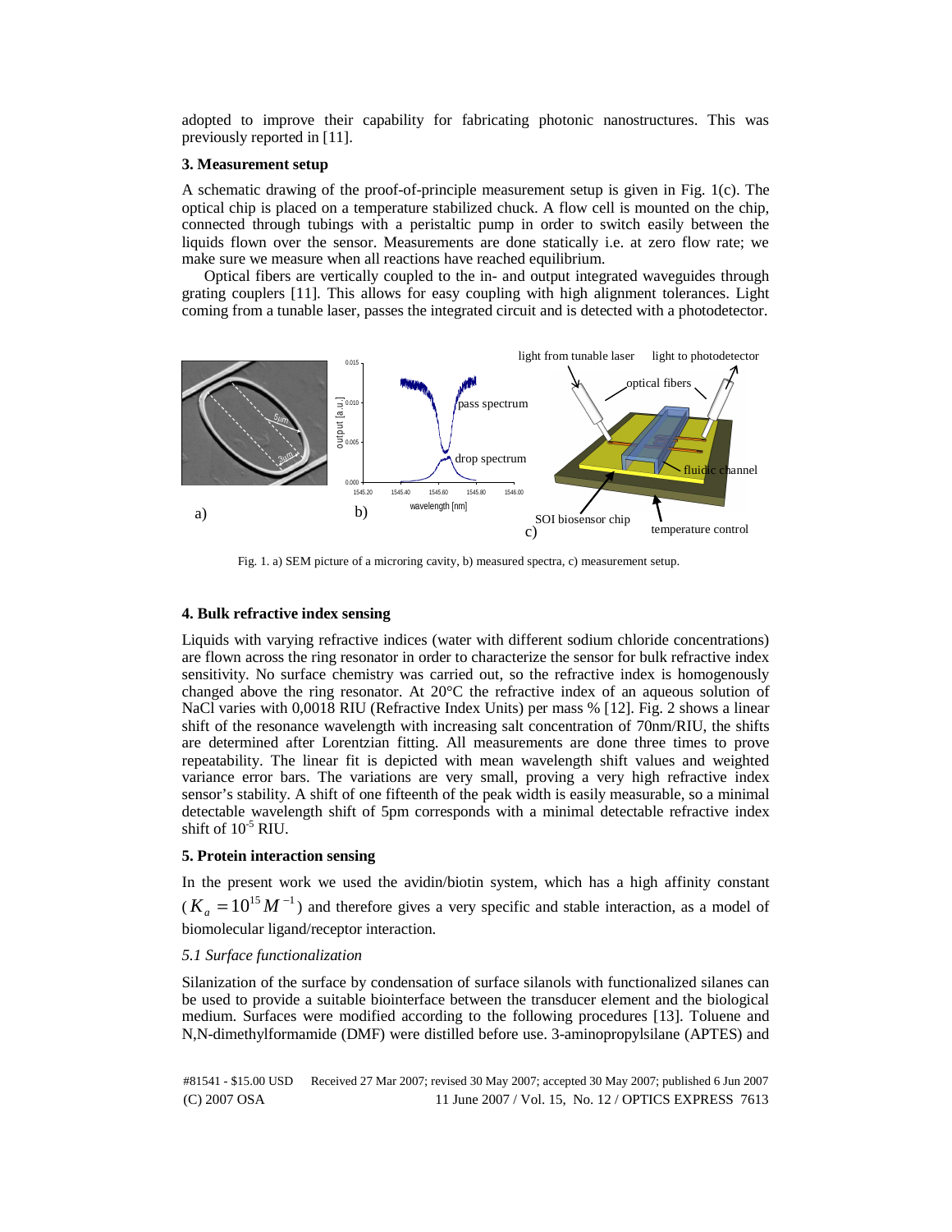adopted to improve their capability for fabricating photonic nanostructures. This was previously reported in [11].

### 3. Measurement setup

A schematic drawing of the proof-of-principle measurement setup is given in Fig. 1(c). The optical chip is placed on a temperature stabilized chuck. A flow cell is mounted on the chip, connected through tubings with a peristaltic pump in order to switch easily between the liquids flown over the sensor. Measurements are done statically i.e. at zero flow rate; we make sure we measure when all reactions have reached equilibrium.

Optical fibers are vertically coupled to the in- and output integrated waveguides through grating couplers [11]. This allows for easy coupling with high alignment tolerances. Light coming from a tunable laser, passes the integrated circuit and is detected with a photodetector.

Fig. 1. a) SEM picture of a microring cavity, b) measured spectra, c) measurement setup.

### 4. Bulk refractive index sensing

Liquids with varying refractive indices (water with different sodium chloride concentrations) are flown across the ring resonator in order to characterize the sensor for bulk refractive index sensitivity. No surface chemistry was carried out, so the refractive index is homogenously changed above the ring resonator. At 20°C the refractive index of an aqueous solution of NaCl varies with 0,0018 RIU (Refractive Index Units) per mass % [12]. Fig. 2 shows a linear shift of the resonance wavelength with increasing salt concentration of 70nm/RIU, the shifts are determined after Lorentzian fitting. All measurements are done three times to prove repeatability. The linear fit is depicted with mean wavelength shift values and weighted variance error bars. The variations are very small, proving a very high refractive index sensor's stability. A shift of one fifteenth of the peak width is easily measurable, so a minimal detectable wavelength shift of 5pm corresponds with a minimal detectable refractive index shift of $10^{-5}$ RIU.

### 5. Protein interaction sensing

In the present work we used the avidin/biotin system, which has a high affinity constant ($K_a = 10^{15} M^{-1}$) and therefore gives a very specific and stable interaction, as a model of biomolecular ligand/receptor interaction.

*5.1 Surface functionalization*

Silanization of the surface by condensation of surface silanols with functionalized silanes can be used to provide a suitable biointerface between the transducer element and the biological medium. Surfaces were modified according to the following procedures [13]. Toluene and N,N-dimethylformamide (DMF) were distilled before use. 3-aminopropylsilane (APTES) and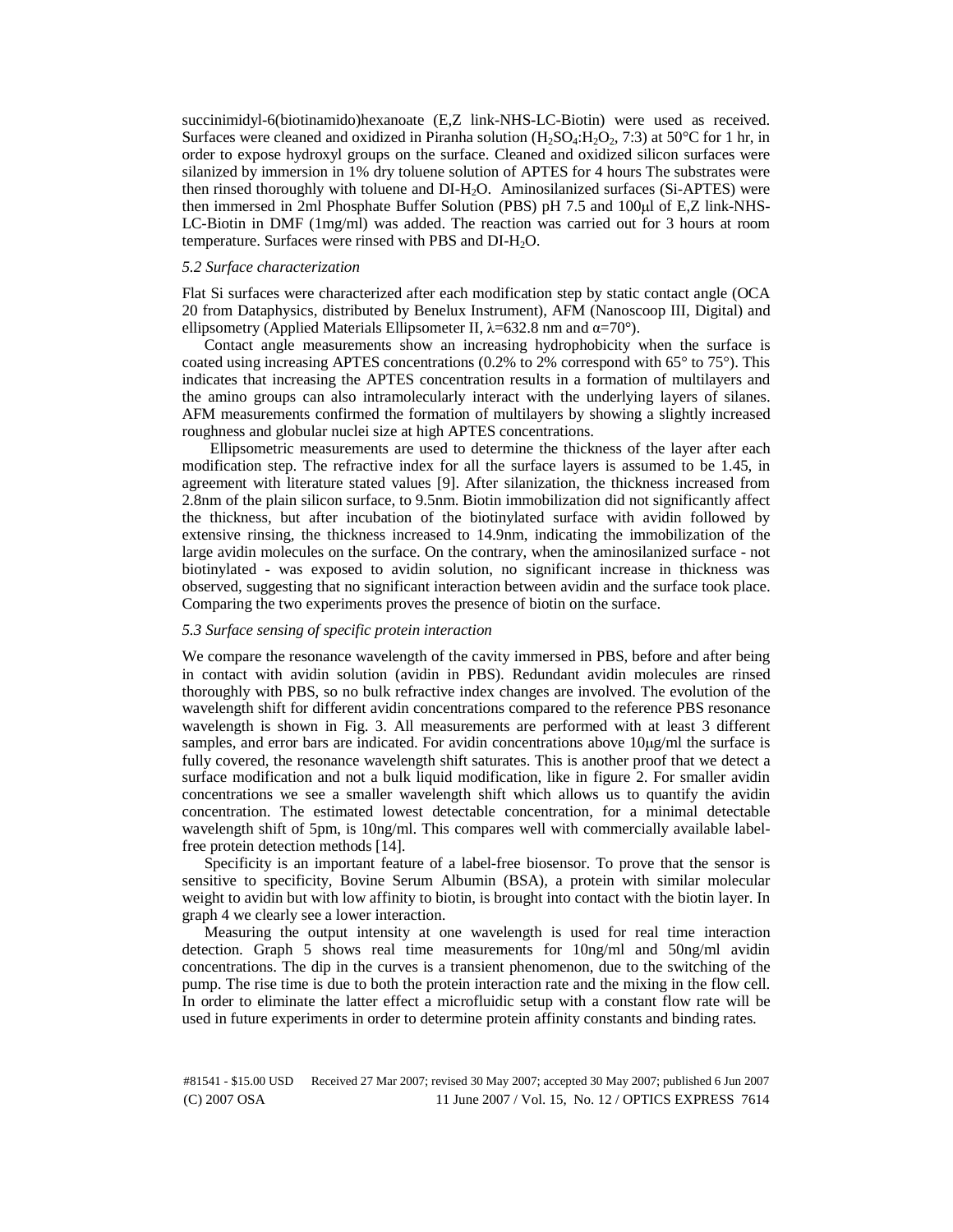succinimidyl-6(biotinamido)hexanoate (E,Z link-NHS-LC-Biotin) were used as received. Surfaces were cleaned and oxidized in Piranha solution ($H_2SO_4$:$H_2O_2$, 7:3) at 50°C for 1 hr, in order to expose hydroxyl groups on the surface. Cleaned and oxidized silicon surfaces were silanized by immersion in 1% dry toluene solution of APTES for 4 hours The substrates were then rinsed thoroughly with toluene and DI-$H_2O$. Aminosilanized surfaces (Si-APTES) were then immersed in 2ml Phosphate Buffer Solution (PBS) pH 7.5 and 100μl of E,Z link-NHS-LC-Biotin in DMF (1mg/ml) was added. The reaction was carried out for 3 hours at room temperature. Surfaces were rinsed with PBS and DI-$H_2O$.

*5.2 Surface characterization*

Flat Si surfaces were characterized after each modification step by static contact angle (OCA 20 from Dataphysics, distributed by Benelux Instrument), AFM (Nanoscoop III, Digital) and ellipsometry (Applied Materials Ellipsometer II, $\lambda$=632.8 nm and $\alpha$=70°).

Contact angle measurements show an increasing hydrophobicity when the surface is coated using increasing APTES concentrations (0.2% to 2% correspond with 65° to 75°). This indicates that increasing the APTES concentration results in a formation of multilayers and the amino groups can also intramolecularly interact with the underlying layers of silanes. AFM measurements confirmed the formation of multilayers by showing a slightly increased roughness and globular nuclei size at high APTES concentrations.

Ellipsometric measurements are used to determine the thickness of the layer after each modification step. The refractive index for all the surface layers is assumed to be 1.45, in agreement with literature stated values [9]. After silanization, the thickness increased from 2.8nm of the plain silicon surface, to 9.5nm. Biotin immobilization did not significantly affect the thickness, but after incubation of the biotinylated surface with avidin followed by extensive rinsing, the thickness increased to 14.9nm, indicating the immobilization of the large avidin molecules on the surface. On the contrary, when the aminosilanized surface - not biotinylated - was exposed to avidin solution, no significant increase in thickness was observed, suggesting that no significant interaction between avidin and the surface took place. Comparing the two experiments proves the presence of biotin on the surface.

*5.3 Surface sensing of specific protein interaction*

We compare the resonance wavelength of the cavity immersed in PBS, before and after being in contact with avidin solution (avidin in PBS). Redundant avidin molecules are rinsed thoroughly with PBS, so no bulk refractive index changes are involved. The evolution of the wavelength shift for different avidin concentrations compared to the reference PBS resonance wavelength is shown in Fig. 3. All measurements are performed with at least 3 different samples, and error bars are indicated. For avidin concentrations above 10μg/ml the surface is fully covered, the resonance wavelength shift saturates. This is another proof that we detect a surface modification and not a bulk liquid modification, like in figure 2. For smaller avidin concentrations we see a smaller wavelength shift which allows us to quantify the avidin concentration. The estimated lowest detectable concentration, for a minimal detectable wavelength shift of 5pm, is 10ng/ml. This compares well with commercially available label-free protein detection methods [14].

Specificity is an important feature of a label-free biosensor. To prove that the sensor is sensitive to specificity, Bovine Serum Albumin (BSA), a protein with similar molecular weight to avidin but with low affinity to biotin, is brought into contact with the biotin layer. In graph 4 we clearly see a lower interaction.

Measuring the output intensity at one wavelength is used for real time interaction detection. Graph 5 shows real time measurements for 10ng/ml and 50ng/ml avidin concentrations. The dip in the curves is a transient phenomenon, due to the switching of the pump. The rise time is due to both the protein interaction rate and the mixing in the flow cell. In order to eliminate the latter effect a microfluidic setup with a constant flow rate will be used in future experiments in order to determine protein affinity constants and binding rates.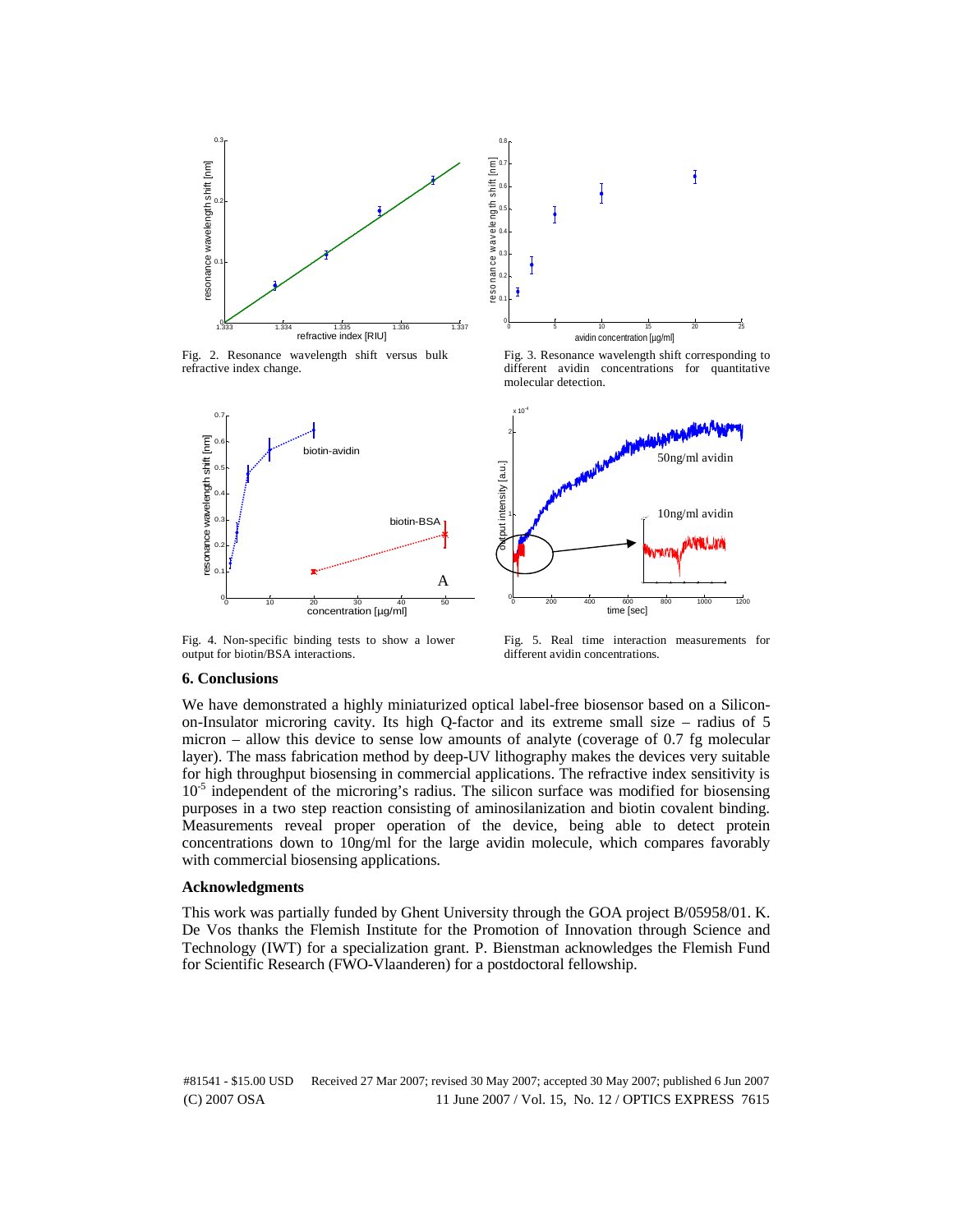resonance wavelength shift [nm]

0.3
0.2
0.1
0
1.333 1.334 1.335 1.336 1.337

refractive index [RIU]

Fig. 2. Resonance wavelength shift versus bulk refractive index change.

resonance wavelength shift [nm]

0.8
0.7
0.6
0.5
0.4
0.3
0.2
0.1
0
0 5 10 15 20 25

avidin concentration [µg/ml]

Fig. 3. Resonance wavelength shift corresponding to different avidin concentrations for quantitative molecular detection.

resonance wavelength shift [nm]

0.7
0.6
0.5
0.4
0.3
0.2
0.1
0
0 10 20 30 40 50

concentration [µg/ml]

biotin-avidin

biotin-BSA

A

Fig. 4. Non-specific binding tests to show a lower output for biotin/BSA interactions.

x 10^-4

output intensity [a.u.]

2
1
0
0 200 400 600 800 1000 1200

time [sec]

50ng/ml avidin

10ng/ml avidin

Fig. 5. Real time interaction measurements for different avidin concentrations.

## 6. Conclusions

We have demonstrated a highly miniaturized optical label-free biosensor based on a Silicon-on-Insulator microring cavity. Its high Q-factor and its extreme small size – radius of 5 micron – allow this device to sense low amounts of analyte (coverage of 0.7 fg molecular layer). The mass fabrication method by deep-UV lithography makes the devices very suitable for high throughput biosensing in commercial applications. The refractive index sensitivity is $10^{-5}$ independent of the microring's radius. The silicon surface was modified for biosensing purposes in a two step reaction consisting of aminosilanization and biotin covalent binding. Measurements reveal proper operation of the device, being able to detect protein concentrations down to 10ng/ml for the large avidin molecule, which compares favorably with commercial biosensing applications.

### Acknowledgments

This work was partially funded by Ghent University through the GOA project B/05958/01. K. De Vos thanks the Flemish Institute for the Promotion of Innovation through Science and Technology (IWT) for a specialization grant. P. Bienstman acknowledges the Flemish Fund for Scientific Research (FWO-Vlaanderen) for a postdoctoral fellowship.

#81541 - $15.00 USD Received 27 Mar 2007; revised 30 May 2007; accepted 30 May 2007; published 6 Jun 2007
(C) 2007 OSA